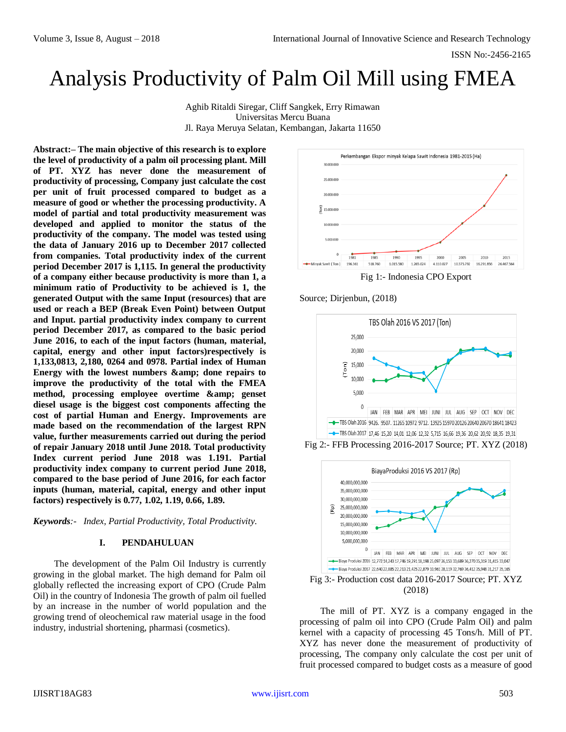# Analysis Productivity of Palm Oil Mill using FMEA

Aghib Ritaldi Siregar, Cliff Sangkek, Erry Rimawan
Universitas Mercu Buana
Jl. Raya Meruya Selatan, Kembangan, Jakarta 11650

**Abstract:– The main objective of this research is to explore the level of productivity of a palm oil processing plant. Mill of PT. XYZ has never done the measurement of productivity of processing, Company just calculate the cost per unit of fruit processed compared to budget as a measure of good or whether the processing productivity. A model of partial and total productivity measurement was developed and applied to monitor the status of the productivity of the company. The model was tested using the data of January 2016 up to December 2017 collected from companies. Total productivity index of the current period December 2017 is 1,115. In general the productivity of a company either because productivity is more than 1, a minimum ratio of Productivity to be achieved is 1, the generated Output with the same Input (resources) that are used or reach a BEP (Break Even Point) between Output and Input. partial productivity index company to current period December 2017, as compared to the basic period June 2016, to each of the input factors (human, material, capital, energy and other input factors)respectively is 1,133,0813, 2,180, 0264 and 0978. Partial index of Human Energy with the lowest numbers &amp; done repairs to improve the productivity of the total with the FMEA method, processing employee overtime &amp; genset diesel usage is the biggest cost components affecting the cost of partial Human and Energy. Improvements are made based on the recommendation of the largest RPN value, further measurements carried out during the period of repair January 2018 until June 2018. Total productivity Index current period June 2018 was 1.191. Partial productivity index company to current period June 2018, compared to the base period of June 2016, for each factor inputs (human, material, capital, energy and other input factors) respectively is 0.77, 1.02, 1.19, 0.66, 1.89.**

***Keywords**:- Index, Partial Productivity, Total Productivity.*

## I. PENDAHULUAN

The development of the Palm Oil Industry is currently growing in the global market. The high demand for Palm oil globally reflected the increasing export of CPO (Crude Palm Oil) in the country of Indonesia The growth of palm oil fuelled by an increase in the number of world population and the growing trend of oleochemical raw material usage in the food industry, industrial shortening, pharmasi (cosmetics).

Fig 1:- Indonesia CPO Export

Source; Dirjenbun, (2018)

Fig 2:- FFB Processing 2016-2017 Source; PT. XYZ (2018)

Fig 3:- Production cost data 2016-2017 Source; PT. XYZ (2018)

The mill of PT. XYZ is a company engaged in the processing of palm oil into CPO (Crude Palm Oil) and palm kernel with a capacity of processing 45 Tons/h. Mill of PT. XYZ has never done the measurement of productivity of processing, The company only calculate the cost per unit of fruit processed compared to budget costs as a measure of good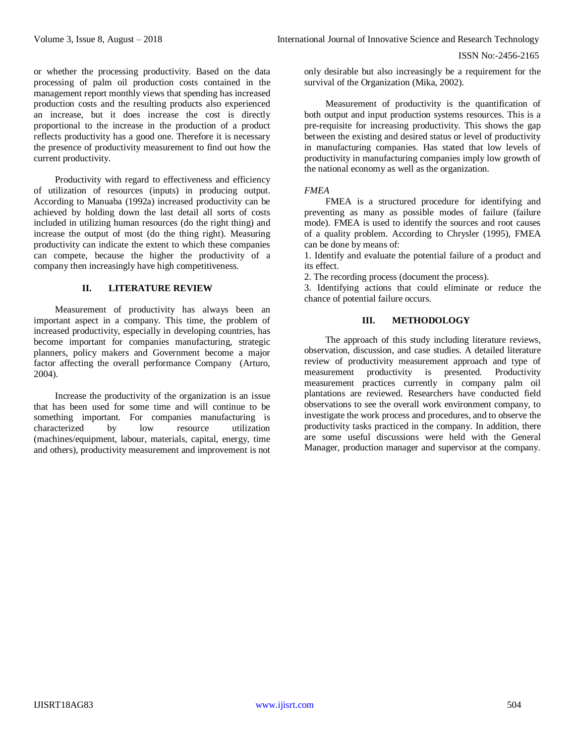or whether the processing productivity. Based on the data processing of palm oil production costs contained in the management report monthly views that spending has increased production costs and the resulting products also experienced an increase, but it does increase the cost is directly proportional to the increase in the production of a product reflects productivity has a good one. Therefore it is necessary the presence of productivity measurement to find out how the current productivity.

Productivity with regard to effectiveness and efficiency of utilization of resources (inputs) in producing output. According to Manuaba (1992a) increased productivity can be achieved by holding down the last detail all sorts of costs included in utilizing human resources (do the right thing) and increase the output of most (do the thing right). Measuring productivity can indicate the extent to which these companies can compete, because the higher the productivity of a company then increasingly have high competitiveness.

## II. LITERATURE REVIEW

Measurement of productivity has always been an important aspect in a company. This time, the problem of increased productivity, especially in developing countries, has become important for companies manufacturing, strategic planners, policy makers and Government become a major factor affecting the overall performance Company (Arturo, 2004).

Increase the productivity of the organization is an issue that has been used for some time and will continue to be something important. For companies manufacturing is characterized by low resource utilization (machines/equipment, labour, materials, capital, energy, time and others), productivity measurement and improvement is not only desirable but also increasingly be a requirement for the survival of the Organization (Mika, 2002).

Measurement of productivity is the quantification of both output and input production systems resources. This is a pre-requisite for increasing productivity. This shows the gap between the existing and desired status or level of productivity in manufacturing companies. Has stated that low levels of productivity in manufacturing companies imply low growth of the national economy as well as the organization.

*FMEA*

FMEA is a structured procedure for identifying and preventing as many as possible modes of failure (failure mode). FMEA is used to identify the sources and root causes of a quality problem. According to Chrysler (1995), FMEA can be done by means of:

1. Identify and evaluate the potential failure of a product and its effect.
2. The recording process (document the process).
3. Identifying actions that could eliminate or reduce the chance of potential failure occurs.

## III. METHODOLOGY

The approach of this study including literature reviews, observation, discussion, and case studies. A detailed literature review of productivity measurement approach and type of measurement productivity is presented. Productivity measurement practices currently in company palm oil plantations are reviewed. Researchers have conducted field observations to see the overall work environment company, to investigate the work process and procedures, and to observe the productivity tasks practiced in the company. In addition, there are some useful discussions were held with the General Manager, production manager and supervisor at the company.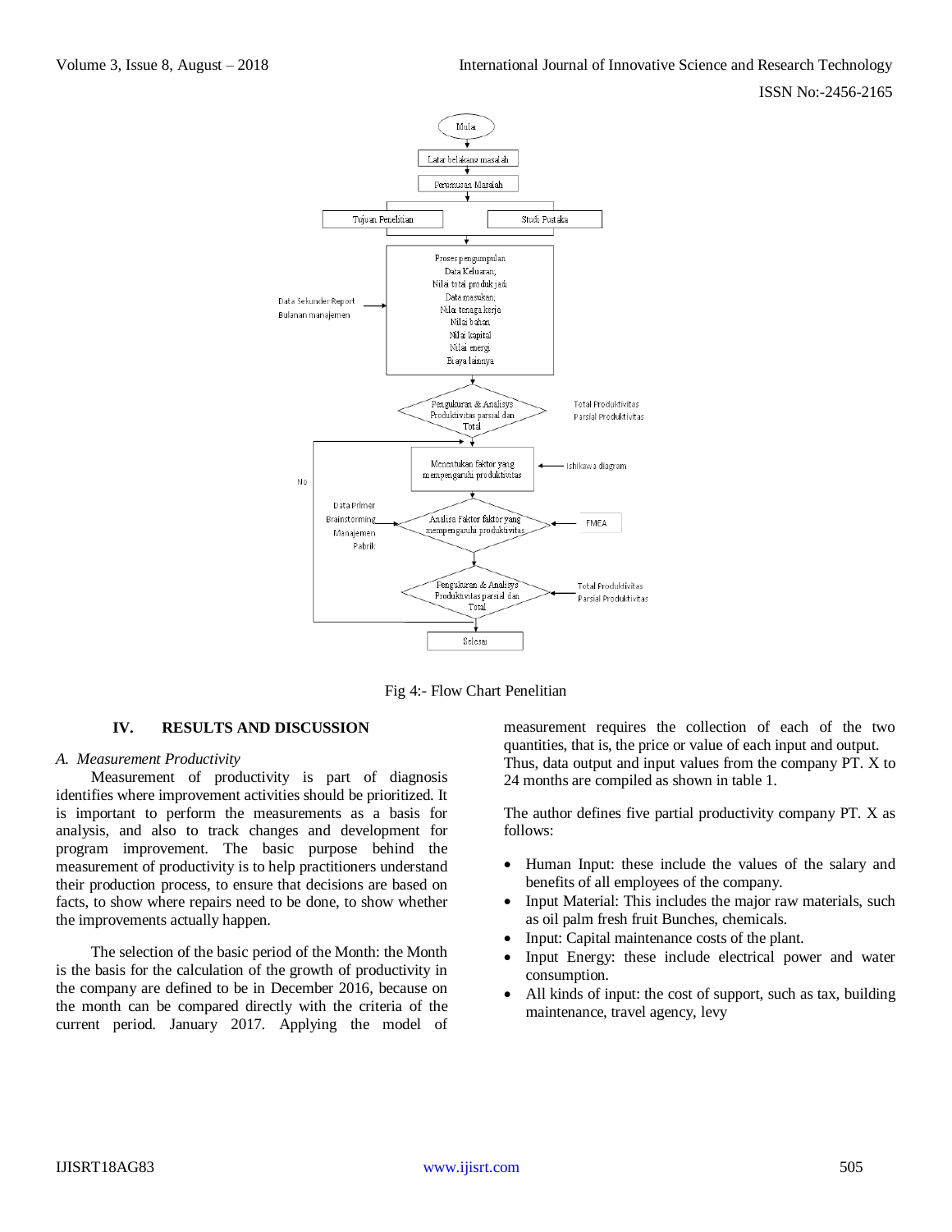Fig 4:- Flow Chart Penelitian

## IV. RESULTS AND DISCUSSION

### *A. Measurement Productivity*

Measurement of productivity is part of diagnosis identifies where improvement activities should be prioritized. It is important to perform the measurements as a basis for analysis, and also to track changes and development for program improvement. The basic purpose behind the measurement of productivity is to help practitioners understand their production process, to ensure that decisions are based on facts, to show where repairs need to be done, to show whether the improvements actually happen.

The selection of the basic period of the Month: the Month is the basis for the calculation of the growth of productivity in the company are defined to be in December 2016, because on the month can be compared directly with the criteria of the current period. January 2017. Applying the model of measurement requires the collection of each of the two quantities, that is, the price or value of each input and output. Thus, data output and input values from the company PT. X to 24 months are compiled as shown in table 1.

The author defines five partial productivity company PT. X as follows:

- Human Input: these include the values of the salary and benefits of all employees of the company.
- Input Material: This includes the major raw materials, such as oil palm fresh fruit Bunches, chemicals.
- Input: Capital maintenance costs of the plant.
- Input Energy: these include electrical power and water consumption.
- All kinds of input: the cost of support, such as tax, building maintenance, travel agency, levy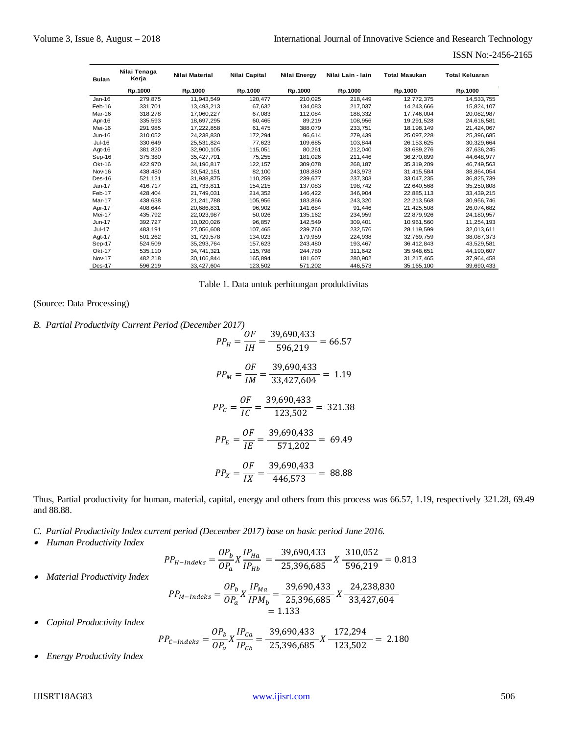| Bulan | Nilai Tenaga Kerja | Nilai Material | Nilai Capital | Nilai Energy | Nilai Lain - lain | Total Masukan | Total Keluaran |
|---|---|---|---|---|---|---|---|
| | Rp.1000 | Rp.1000 | Rp.1000 | Rp.1000 | Rp.1000 | Rp.1000 | Rp.1000 |
| Jan-16 | 279,875 | 11,943,549 | 120,477 | 210,025 | 218,449 | 12,772,375 | 14,533,755 |
| Feb-16 | 331,701 | 13,493,213 | 67,632 | 134,083 | 217,037 | 14,243,666 | 15,824,107 |
| Mar-16 | 318,278 | 17,060,227 | 67,083 | 112,084 | 188,332 | 17,746,004 | 20,082,987 |
| Apr-16 | 335,593 | 18,697,295 | 60,465 | 89,219 | 108,956 | 19,291,528 | 24,616,581 |
| Mei-16 | 291,985 | 17,222,858 | 61,475 | 388,079 | 233,751 | 18,198,149 | 21,424,067 |
| Jun-16 | 310,052 | 24,238,830 | 172,294 | 96,614 | 279,439 | 25,097,228 | 25,396,685 |
| Jul-16 | 330,649 | 25,531,824 | 77,623 | 109,685 | 103,844 | 26,153,625 | 30,329,664 |
| Agt-16 | 381,820 | 32,900,105 | 115,051 | 80,261 | 212,040 | 33,689,276 | 37,636,245 |
| Sep-16 | 375,380 | 35,427,791 | 75,255 | 181,026 | 211,446 | 36,270,899 | 44,648,977 |
| Okt-16 | 422,970 | 34,196,817 | 122,157 | 309,078 | 268,187 | 35,319,209 | 46,749,563 |
| Nov-16 | 438,480 | 30,542,151 | 82,100 | 108,880 | 243,973 | 31,415,584 | 38,864,054 |
| Des-16 | 521,121 | 31,938,875 | 110,259 | 239,677 | 237,303 | 33,047,235 | 36,825,739 |
| Jan-17 | 416,717 | 21,733,811 | 154,215 | 137,083 | 198,742 | 22,640,568 | 35,250,808 |
| Feb-17 | 428,404 | 21,749,031 | 214,352 | 146,422 | 346,904 | 22,885,113 | 33,439,215 |
| Mar-17 | 438,638 | 21,241,788 | 105,956 | 183,866 | 243,320 | 22,213,568 | 30,956,746 |
| Apr-17 | 408,644 | 20,686,831 | 96,902 | 141,684 | 91,446 | 21,425,508 | 26,074,682 |
| Mei-17 | 435,792 | 22,023,987 | 50,026 | 135,162 | 234,959 | 22,879,926 | 24,180,957 |
| Jun-17 | 392,727 | 10,020,026 | 96,857 | 142,549 | 309,401 | 10,961,560 | 11,254,193 |
| Jul-17 | 483,191 | 27,056,608 | 107,465 | 239,760 | 232,576 | 28,119,599 | 32,013,611 |
| Agt-17 | 501,262 | 31,729,578 | 134,023 | 179,959 | 224,938 | 32,769,759 | 38,087,373 |
| Sep-17 | 524,509 | 35,293,764 | 157,623 | 243,480 | 193,467 | 36,412,843 | 43,529,581 |
| Okt-17 | 535,110 | 34,741,321 | 115,798 | 244,780 | 311,642 | 35,948,651 | 44,190,607 |
| Nov-17 | 482,218 | 30,106,844 | 165,894 | 181,607 | 280,902 | 31,217,465 | 37,964,458 |
| Des-17 | 596,219 | 33,427,604 | 123,502 | 571,202 | 446,573 | 35,165,100 | 39,690,433 |

Table 1. Data untuk perhitungan produktivitas

(Source: Data Processing)

*B. Partial Productivity Current Period (December 2017)*

$$PP_H = \frac{OF}{IH} = \frac{39{,}690{,}433}{596{,}219} = 66.57$$

$$PP_M = \frac{OF}{IM} = \frac{39{,}690{,}433}{33{,}427{,}604} = 1.19$$

$$PP_C = \frac{OF}{IC} = \frac{39{,}690{,}433}{123{,}502} = 321.38$$

$$PP_E = \frac{OF}{IE} = \frac{39{,}690{,}433}{571{,}202} = 69.49$$

$$PP_X = \frac{OF}{IX} = \frac{39{,}690{,}433}{446{,}573} = 88.88$$

Thus, Partial productivity for human, material, capital, energy and others from this process was 66.57, 1.19, respectively 321.28, 69.49 and 88.88.

*C. Partial Productivity Index current period (December 2017) base on basic period June 2016.*

- *Human Productivity Index*

$$PP_{H-Indeks} = \frac{OP_b}{OP_a} X \frac{IP_{Ha}}{IP_{Hb}} = \frac{39{,}690{,}433}{25{,}396{,}685} X \frac{310{,}052}{596{,}219} = 0.813$$

- *Material Productivity Index*

$$PP_{M-Indeks} = \frac{OP_b}{OP_a} X \frac{IP_{Ma}}{IPM_b} = \frac{39{,}690{,}433}{25{,}396{,}685} X \frac{24{,}238{,}830}{33{,}427{,}604} = 1.133$$

- *Capital Productivity Index*

$$PP_{C-Indeks} = \frac{OP_b}{OP_a} X \frac{IP_{Ca}}{IP_{Cb}} = \frac{39{,}690{,}433}{25{,}396{,}685} X \frac{172{,}294}{123{,}502} = 2.180$$

- *Energy Productivity Index*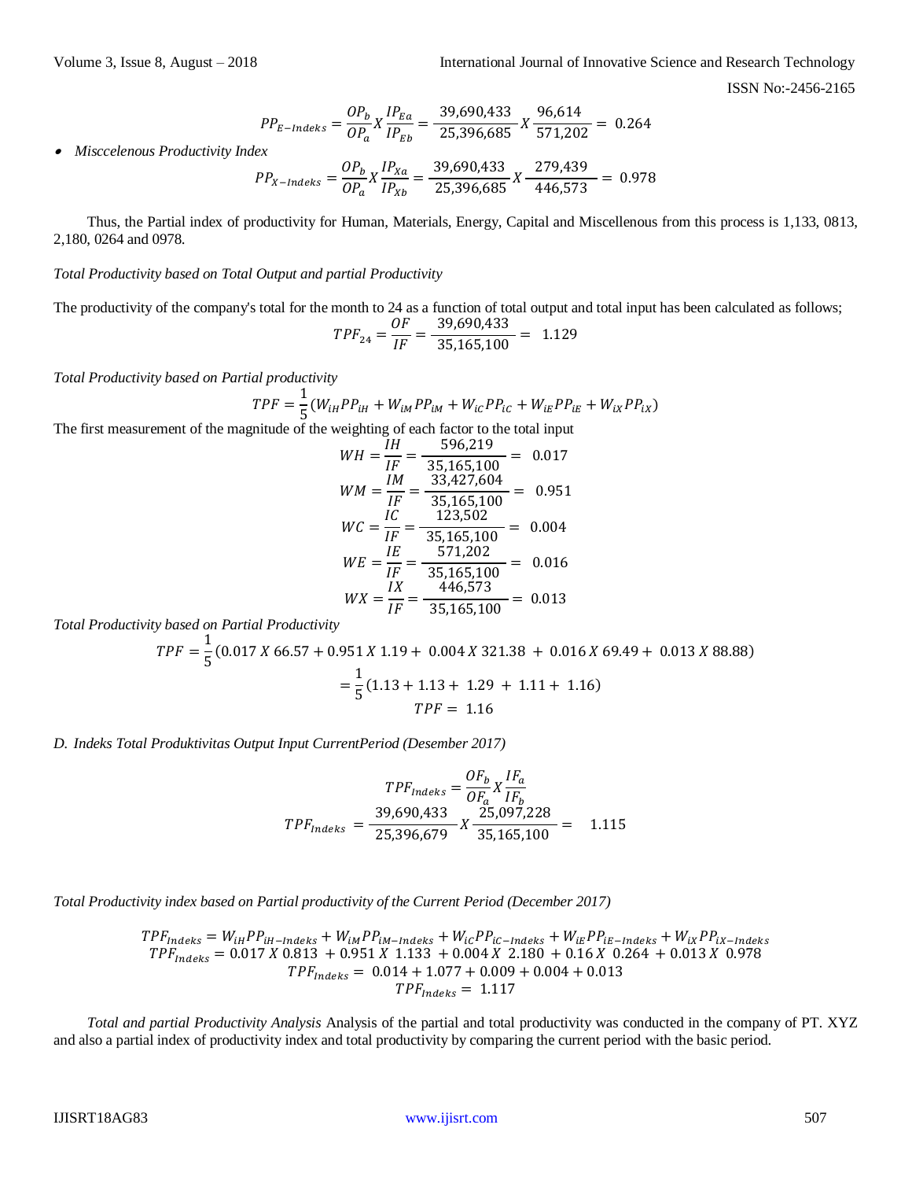$$PP_{E-Indeks} = \frac{OP_b}{OP_a} X \frac{IP_{Ea}}{IP_{Eb}} = \frac{39{,}690{,}433}{25{,}396{,}685} X \frac{96{,}614}{571{,}202} = 0.264$$

- *Misccelenous Productivity Index*

$$PP_{X-Indeks} = \frac{OP_b}{OP_a} X \frac{IP_{Xa}}{IP_{Xb}} = \frac{39{,}690{,}433}{25{,}396{,}685} X \frac{279{,}439}{446{,}573} = 0.978$$

Thus, the Partial index of productivity for Human, Materials, Energy, Capital and Miscellenous from this process is 1,133, 0813, 2,180, 0264 and 0978.

*Total Productivity based on Total Output and partial Productivity*

The productivity of the company's total for the month to 24 as a function of total output and total input has been calculated as follows;

$$TPF_{24} = \frac{OF}{IF} = \frac{39{,}690{,}433}{35{,}165{,}100} = 1.129$$

*Total Productivity based on Partial productivity*

$$TPF = \frac{1}{5}(W_{iH}PP_{iH} + W_{iM}PP_{iM} + W_{iC}PP_{iC} + W_{iE}PP_{iE} + W_{iX}PP_{iX})$$

The first measurement of the magnitude of the weighting of each factor to the total input

$$WH = \frac{IH}{IF} = \frac{596{,}219}{35{,}165{,}100} = 0.017$$

$$WM = \frac{IM}{IF} = \frac{33{,}427{,}604}{35{,}165{,}100} = 0.951$$

$$WC = \frac{IC}{IF} = \frac{123{,}502}{35{,}165{,}100} = 0.004$$

$$WE = \frac{IE}{IF} = \frac{571{,}202}{35{,}165{,}100} = 0.016$$

$$WX = \frac{IX}{IF} = \frac{446{,}573}{35{,}165{,}100} = 0.013$$

*Total Productivity based on Partial Productivity*

$$TPF = \frac{1}{5}(0.017 X 66.57 + 0.951 X 1.19 + 0.004 X 321.38 + 0.016 X 69.49 + 0.013 X 88.88)$$

$$= \frac{1}{5}(1.13 + 1.13 + 1.29 + 1.11 + 1.16)$$

$$TPF = 1.16$$

*D. Indeks Total Produktivitas Output Input CurrentPeriod (Desember 2017)*

$$TPF_{Indeks} = \frac{OF_b}{OF_a} X \frac{IF_a}{IF_b}$$

$$TPF_{Indeks} = \frac{39{,}690{,}433}{25{,}396{,}679} X \frac{25{,}097{,}228}{35{,}165{,}100} = 1.115$$

*Total Productivity index based on Partial productivity of the Current Period (December 2017)*

$$TPF_{Indeks} = W_{iH}PP_{iH-Indeks} + W_{iM}PP_{iM-Indeks} + W_{iC}PP_{iC-Indeks} + W_{iE}PP_{iE-Indeks} + W_{iX}PP_{iX-Indeks}$$

$$TPF_{Indeks} = 0.017 X 0.813 + 0.951 X 1.133 + 0.004 X 2.180 + 0.16 X 0.264 + 0.013 X 0.978$$

$$TPF_{Indeks} = 0.014 + 1.077 + 0.009 + 0.004 + 0.013$$

$$TPF_{Indeks} = 1.117$$

*Total and partial Productivity Analysis* Analysis of the partial and total productivity was conducted in the company of PT. XYZ and also a partial index of productivity index and total productivity by comparing the current period with the basic period.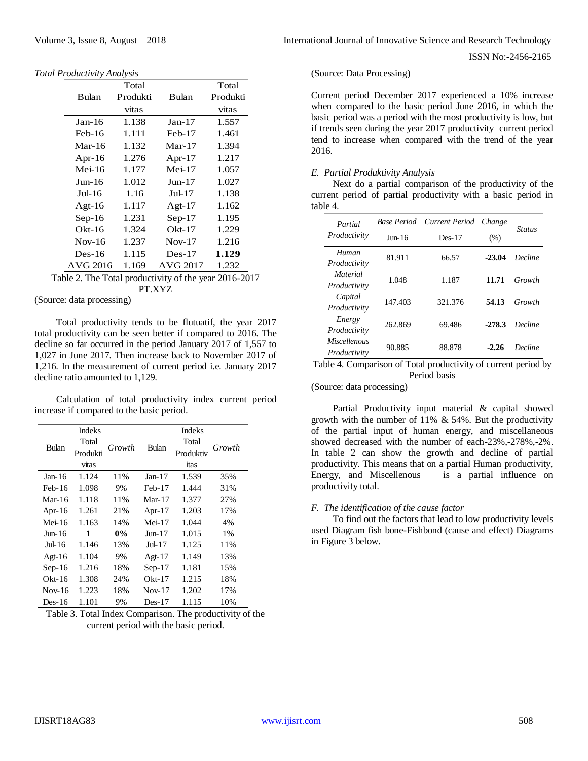*Total Productivity Analysis*

| Bulan | Total Produktivitas | Bulan | Total Produktivitas |
|---|---|---|---|
| Jan-16 | 1.138 | Jan-17 | 1.557 |
| Feb-16 | 1.111 | Feb-17 | 1.461 |
| Mar-16 | 1.132 | Mar-17 | 1.394 |
| Apr-16 | 1.276 | Apr-17 | 1.217 |
| Mei-16 | 1.177 | Mei-17 | 1.057 |
| Jun-16 | 1.012 | Jun-17 | 1.027 |
| Jul-16 | 1.16 | Jul-17 | 1.138 |
| Agt-16 | 1.117 | Agt-17 | 1.162 |
| Sep-16 | 1.231 | Sep-17 | 1.195 |
| Okt-16 | 1.324 | Okt-17 | 1.229 |
| Nov-16 | 1.237 | Nov-17 | 1.216 |
| Des-16 | 1.115 | Des-17 | **1.129** |
| AVG 2016 | 1.169 | AVG 2017 | 1.232 |

Table 2. The Total productivity of the year 2016-2017 PT.XYZ

(Source: data processing)

Total productivity tends to be flutuatif, the year 2017 total productivity can be seen better if compared to 2016. The decline so far occurred in the period January 2017 of 1,557 to 1,027 in June 2017. Then increase back to November 2017 of 1,216. In the measurement of current period i.e. January 2017 decline ratio amounted to 1,129.

Calculation of total productivity index current period increase if compared to the basic period.

| Bulan | Indeks Total Produktivitas | *Growth* | Bulan | Indeks Total Produktivitas | *Growth* |
|---|---|---|---|---|---|
| Jan-16 | 1.124 | 11% | Jan-17 | 1.539 | 35% |
| Feb-16 | 1.098 | 9% | Feb-17 | 1.444 | 31% |
| Mar-16 | 1.118 | 11% | Mar-17 | 1.377 | 27% |
| Apr-16 | 1.261 | 21% | Apr-17 | 1.203 | 17% |
| Mei-16 | 1.163 | 14% | Mei-17 | 1.044 | 4% |
| Jun-16 | **1** | **0%** | Jun-17 | 1.015 | 1% |
| Jul-16 | 1.146 | 13% | Jul-17 | 1.125 | 11% |
| Agt-16 | 1.104 | 9% | Agt-17 | 1.149 | 13% |
| Sep-16 | 1.216 | 18% | Sep-17 | 1.181 | 15% |
| Okt-16 | 1.308 | 24% | Okt-17 | 1.215 | 18% |
| Nov-16 | 1.223 | 18% | Nov-17 | 1.202 | 17% |
| Des-16 | 1.101 | 9% | Des-17 | 1.115 | 10% |

Table 3. Total Index Comparison. The productivity of the current period with the basic period.

(Source: Data Processing)

Current period December 2017 experienced a 10% increase when compared to the basic period June 2016, in which the basic period was a period with the most productivity is low, but if trends seen during the year 2017 productivity current period tend to increase when compared with the trend of the year 2016.

### *E. Partial Produktivity Analysis*

Next do a partial comparison of the productivity of the current period of partial productivity with a basic period in table 4.

| *Partial Productivity* | *Base Period* Jun-16 | *Current Period* Des-17 | *Change* (%) | *Status* |
|---|---|---|---|---|
| *Human Productivity* | 81.911 | 66.57 | **-23.04** | *Decline* |
| *Material Productivity* | 1.048 | 1.187 | **11.71** | *Growth* |
| *Capital Productivity* | 147.403 | 321.376 | **54.13** | *Growth* |
| *Energy Productivity* | 262.869 | 69.486 | **-278.3** | *Decline* |
| *Miscellenous Productivity* | 90.885 | 88.878 | **-2.26** | *Decline* |

Table 4. Comparison of Total productivity of current period by Period basis

(Source: data processing)

Partial Productivity input material & capital showed growth with the number of 11% & 54%. But the productivity of the partial input of human energy, and miscellaneous showed decreased with the number of each-23%,-278%,-2%. In table 2 can show the growth and decline of partial productivity. This means that on a partial Human productivity, Energy, and Miscellenous is a partial influence on productivity total.

### *F. The identification of the cause factor*

To find out the factors that lead to low productivity levels used Diagram fish bone-Fishbond (cause and effect) Diagrams in Figure 3 below.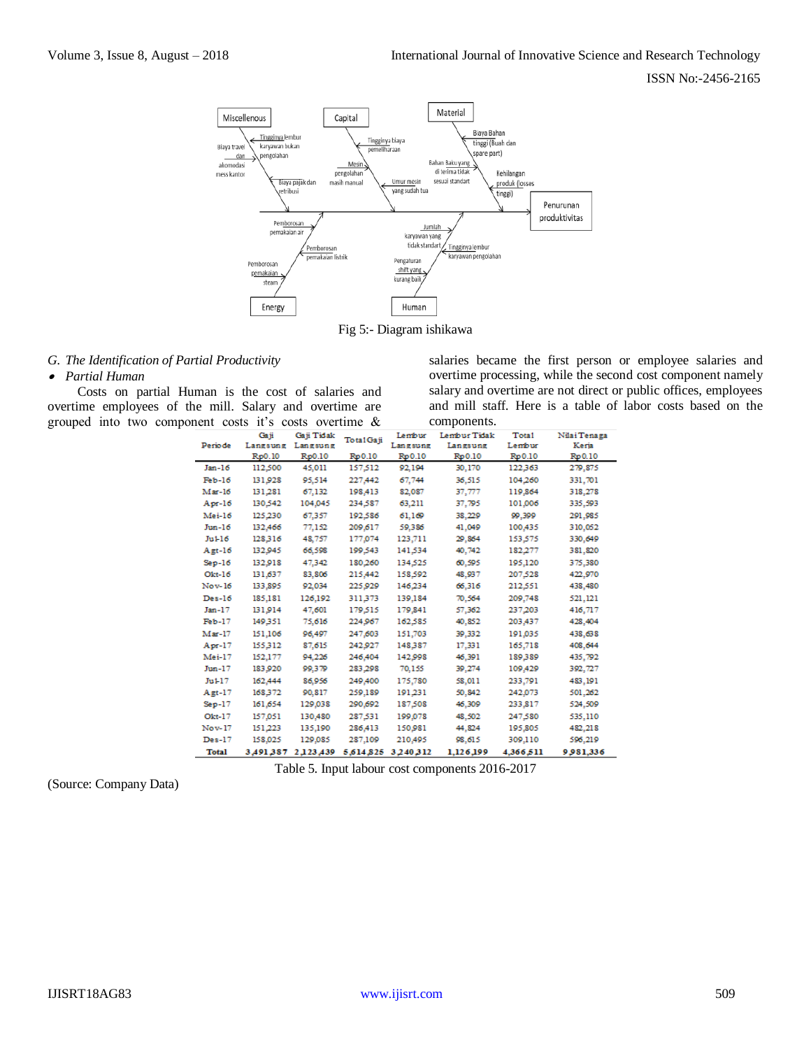Fig 5:- Diagram ishikawa

*G. The Identification of Partial Productivity*

- *Partial Human*

Costs on partial Human is the cost of salaries and overtime employees of the mill. Salary and overtime are grouped into two component costs it's costs overtime & salaries became the first person or employee salaries and overtime processing, while the second cost component namely salary and overtime are not direct or public offices, employees and mill staff. Here is a table of labor costs based on the components.

| Periode | Gaji Langsung Rp0.10 | Gaji Tidak Langsung Rp0.10 | Total Gaji Rp0.10 | Lembur Langsung Rp0.10 | Lembur Tidak Langsung Rp0.10 | Total Lembur Rp0.10 | Nilai Tenaga Kerja Rp0.10 |
|---|---|---|---|---|---|---|---|
| Jan-16 | 112,500 | 45,011 | 157,512 | 92,194 | 30,170 | 122,363 | 279,875 |
| Feb-16 | 131,928 | 95,514 | 227,442 | 67,744 | 36,515 | 104,260 | 331,701 |
| Mar-16 | 131,281 | 67,132 | 198,413 | 82,087 | 37,777 | 119,864 | 318,278 |
| Apr-16 | 130,542 | 104,045 | 234,587 | 63,211 | 37,795 | 101,006 | 335,593 |
| Mei-16 | 125,230 | 67,357 | 192,586 | 61,169 | 38,229 | 99,399 | 291,985 |
| Jun-16 | 132,466 | 77,152 | 209,617 | 59,386 | 41,049 | 100,435 | 310,052 |
| Jul-16 | 128,316 | 48,757 | 177,074 | 123,711 | 29,864 | 153,575 | 330,649 |
| Agt-16 | 132,945 | 66,598 | 199,543 | 141,534 | 40,742 | 182,277 | 381,820 |
| Sep-16 | 132,918 | 47,342 | 180,260 | 134,525 | 60,595 | 195,120 | 375,380 |
| Okt-16 | 131,637 | 83,806 | 215,442 | 158,592 | 48,937 | 207,528 | 422,970 |
| Nov-16 | 133,895 | 92,034 | 225,929 | 146,234 | 66,316 | 212,551 | 438,480 |
| Des-16 | 185,181 | 126,192 | 311,373 | 139,184 | 70,564 | 209,748 | 521,121 |
| Jan-17 | 131,914 | 47,601 | 179,515 | 179,841 | 57,362 | 237,203 | 416,717 |
| Feb-17 | 149,351 | 75,616 | 224,967 | 162,585 | 40,852 | 203,437 | 428,404 |
| Mar-17 | 151,106 | 96,497 | 247,603 | 151,703 | 39,332 | 191,035 | 438,638 |
| Apr-17 | 155,312 | 87,615 | 242,927 | 148,387 | 17,331 | 165,718 | 408,644 |
| Mei-17 | 152,177 | 94,226 | 246,404 | 142,998 | 46,391 | 189,389 | 435,792 |
| Jun-17 | 183,920 | 99,379 | 283,298 | 70,155 | 39,274 | 109,429 | 392,727 |
| Jul-17 | 162,444 | 86,956 | 249,400 | 175,780 | 58,011 | 233,791 | 483,191 |
| Agt-17 | 168,372 | 90,817 | 259,189 | 191,231 | 50,842 | 242,073 | 501,262 |
| Sep-17 | 161,654 | 129,038 | 290,692 | 187,508 | 46,309 | 233,817 | 524,509 |
| Okt-17 | 157,051 | 130,480 | 287,531 | 199,078 | 48,502 | 247,580 | 535,110 |
| Nov-17 | 151,223 | 135,190 | 286,413 | 150,981 | 44,824 | 195,805 | 482,218 |
| Des-17 | 158,025 | 129,085 | 287,109 | 210,495 | 98,615 | 309,110 | 596,219 |
| Total | 3,491,387 | 2,123,439 | 5,614,825 | 3,240,312 | 1,126,199 | 4,366,511 | 9,981,336 |

Table 5. Input labour cost components 2016-2017

(Source: Company Data)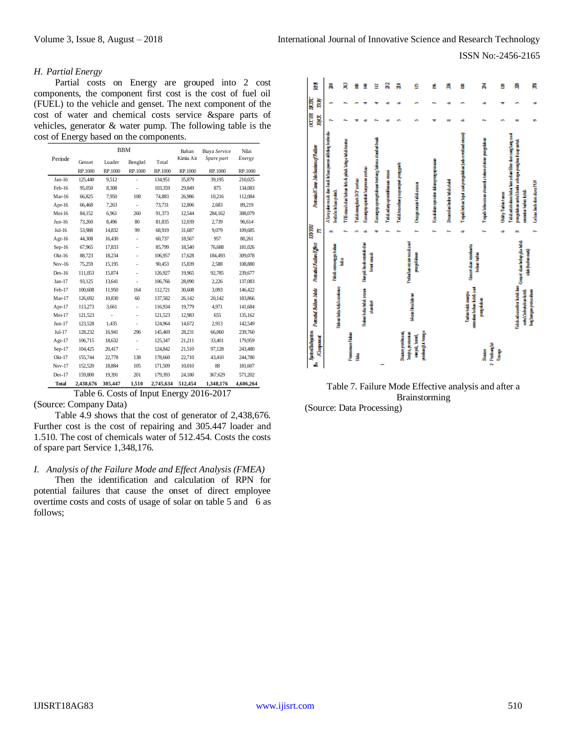*H. Partial Energy*

Partial costs on Energy are grouped into 2 cost components, the component first cost is the cost of fuel oil (FUEL) to the vehicle and genset. The next component of the cost of water and chemical costs service &spare parts of vehicles, generator & water pump. The following table is the cost of Energy based on the components.

| Periode | BBM | | | | Bahan Kimia Air | Biaya *Service Spare part* | Nilai *Energy* |
|---|---|---|---|---|---|---|---|
| | Genset | Loader | Bengkel | Total | | | |
| | RP.1000 | RP.1000 | RP.1000 | RP.1000 | RP.1000 | RP.1000 | RP.1000 |
| Jan-16 | 125,440 | 9,512 | - | 134,951 | 35,879 | 39,195 | 210,025 |
| Feb-16 | 95,050 | 8,308 | - | 103,359 | 29,849 | 875 | 134,083 |
| Mar-16 | 66,825 | 7,950 | 108 | 74,883 | 26,986 | 10,216 | 112,084 |
| Apr-16 | 66,468 | 7,263 | - | 73,731 | 12,806 | 2,683 | 89,219 |
| Mei-16 | 84,152 | 6,961 | 260 | 91,373 | 12,544 | 284,162 | 388,079 |
| Jun-16 | 73,260 | 8,496 | 80 | 81,835 | 12,039 | 2,739 | 96,614 |
| Jul-16 | 53,988 | 14,832 | 99 | 68,919 | 31,687 | 9,079 | 109,685 |
| Agt-16 | 44,308 | 16,430 | - | 60,737 | 18,567 | 957 | 80,261 |
| Sep-16 | 67,965 | 17,833 | - | 85,799 | 18,540 | 76,688 | 181,026 |
| Okt-16 | 88,723 | 18,234 | - | 106,957 | 17,628 | 184,493 | 309,078 |
| Nov-16 | 75,259 | 15,195 | - | 90,453 | 15,839 | 2,588 | 108,880 |
| Des-16 | 111,053 | 15,874 | - | 126,927 | 19,965 | 92,785 | 239,677 |
| Jan-17 | 93,125 | 13,641 | - | 106,766 | 28,090 | 2,226 | 137,083 |
| Feb-17 | 100,608 | 11,950 | 164 | 112,721 | 30,608 | 3,093 | 146,422 |
| Mar-17 | 126,692 | 10,830 | 60 | 137,582 | 26,142 | 20,142 | 183,866 |
| Apr-17 | 113,273 | 3,661 | - | 116,934 | 19,779 | 4,971 | 141,684 |
| Mei-17 | 121,523 | - | - | 121,523 | 12,983 | 655 | 135,162 |
| Jun-17 | 123,528 | 1,435 | - | 124,964 | 14,672 | 2,913 | 142,549 |
| Jul-17 | 128,232 | 16,941 | 296 | 145,469 | 28,231 | 66,060 | 239,760 |
| Agt-17 | 106,715 | 18,632 | - | 125,347 | 21,211 | 33,401 | 179,959 |
| Sep-17 | 104,425 | 20,417 | - | 124,842 | 21,510 | 97,128 | 243,480 |
| Okt-17 | 155,744 | 22,778 | 138 | 178,660 | 22,710 | 43,410 | 244,780 |
| Nov-17 | 152,520 | 18,884 | 105 | 171,509 | 10,010 | 88 | 181,607 |
| Des-17 | 159,800 | 19,391 | 201 | 179,393 | 24,180 | 367,629 | 571,202 |
| **Total** | **2,438,676** | **305,447** | **1,510** | **2,745,634** | **512,454** | **1,348,176** | **4,606,264** |

Table 6. Costs of Input Energy 2016-2017

(Source: Company Data)

Table 4.9 shows that the cost of generator of 2,438,676. Further cost is the cost of repairing and 305.447 loader and 1.510. The cost of chemicals water of 512.454. Costs the costs of spare part Service 1,348,176.

*I. Analysis of the Failure Mode and Effect Analysis (FMEA)*

Then the identification and calculation of RPN for potential failures that cause the onset of direct employee overtime costs and costs of usage of solar on table 5 and 6 as follows;

Table 7. Failure Mode Effective analysis and after a Brainstorming

(Source: Data Processing)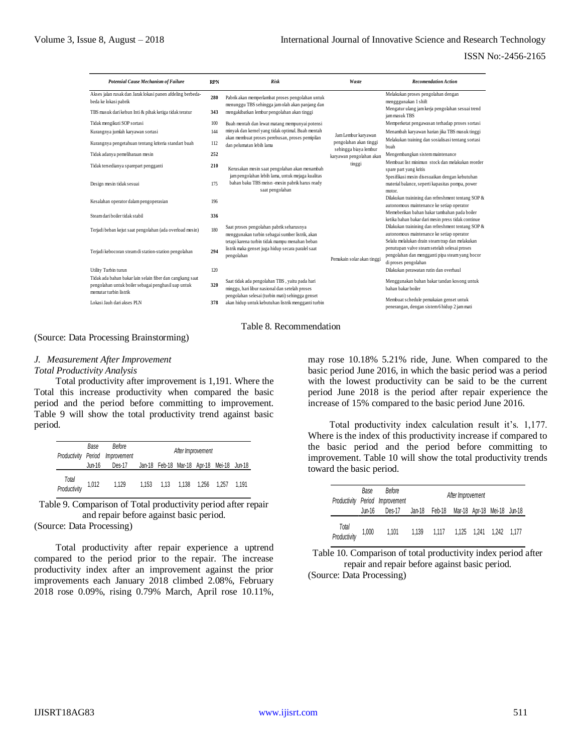| Potensial Cause Mechanism of Failure | RPN | Risk | Waste | Recomendation Action |
|---|---|---|---|---|
| Akses jalan rusak dan Jarak lokasi panen afdeling berbeda-beda ke lokasi pabrik | 280 | Pabrik akan memperlambat proses pengolahan untuk menunggu TBS sehingga jam olah akan panjang dan mengakibatkan lembur pengolahan akan tinggi | Jam Lembur karyawan pengolahan akan tinggi sehingga biaya lembur karyawan pengolahan akan tinggi | Melakukan proses pengolahan dengan mengggunakan 1 shift |
| TBS masuk dari kebun Inti & pihak ketiga tidak teratur | 343 | | | Mengatur ulang jam kerja pengolahan sesuai trend jam masuk TBS |
| Tidak mengikuti SOP sortasi | 100 | Buah mentah dan lewat matang mempunyai potensi minyak dan kernel yang tidak optimal. Buah mentah akan membuat proses perebusan, proses pemipilan dan pelumatan lebih lama | | Memperketat pengawasan terhadap proses sortasi |
| Kurangnya jumlah karyawan sortasi | 144 | | | Menambah karyawan harian jika TBS masuk tinggi |
| Kurangnya pengetahuan tentang kriteria standart buah | 112 | | | Melakukan training dan sosialisasi tentang sortasi buah |
| Tidak adanya pemeliharaan mesin | 252 | Kerusakan mesin saat pengolahan akan menambah jam pengolahan lebih lama, untuk mejaga kualitas bahan baku TBS meisn -mesin pabrik harus ready saat pengolahan | | Mengembangkan sistem maintenance |
| Tidak tersedianya sparepart pengganti | 210 | | | Membuat list minimun stock dan melakukan reorder spare part yang kritis |
| Design mesin tidak sesuai | 175 | | | Spesifikasi mesin disesuaikan dengan kebutuhan material balance, seperti kapasitas pompa, power motor. |
| Kesalahan operator dalam pengoperasian | 196 | | | Dilakukan trainining dan refreshment tentang SOP & autonomous maintenance ke setiap operator |
| Steam dari boiler tidak stabil | 336 | | | Memeberikan bahan bakar tambahan pada boiler ketika bahan bakar dari mesin press tidak continue |
| Terjadi beban kejut saat pengolahan (ada overload mesin) | 180 | Saat proses pengolahan pabrik seharusnya menggunakan turbin sebagai sumber listrik, akan tetapi karena turbin tidak mampu menahan beban listrik maka genset juga hidup secara paralel saat pengolahan | Pemakain solar akan tinggi | Dilakukan trainining dan refreshment tentang SOP & autonomous maintenance ke setiap operator |
| Terjadi kebocoran steam di station-station pengolahan | 294 | | | Selalu melalukan drain steam trap dan melakukan penutupan valve steam setelah selesai proses pengolahan dan mengganti pipa steam yang bocor di proses pengolahan |
| Utility Turbin turun | 120 | | | Dilakukan perawatan rutin dan overhaul |
| Tidak ada bahan bakar lain selain fiber dan cangkang saat pengolahan untuk boiler sebagai penghasil uap untuk memutar turbin listrik | 320 | Saat tidak ada pengolahan TBS , yaitu pada hari minggu, hari libur nasional dan setelah proses pengolahan selesai (turbin mati) sehingga genset akan hidup untuk kebutuhan listrik mengganti turbin | | Menggunakan bahan bakar tandan kosong untuk bahan bakar boiler |
| Lokasi Jauh dari akses PLN | 378 | | | Membuat schedule pemakaian genset untuk penerangan, dengan sistem 6 hidup 2 jam mati |

Table 8. Recommendation

(Source: Data Processing Brainstorming)

*J. Measurement After Improvement*

*Total Productivity Analysis*

Total productivity after improvement is 1,191. Where the Total this increase productivity when compared the basic period and the period before committing to improvement. Table 9 will show the total productivity trend against basic period.

| Productivity | Base Period | Before Improvement | After Improvement | | | | | |
|---|---|---|---|---|---|---|---|---|
| | Jun-16 | Des-17 | Jan-18 | Feb-18 | Mar-18 | Apr-18 | Mei-18 | Jun-18 |
| Total Productivity | 1,012 | 1,129 | 1,153 | 1,13 | 1,138 | 1,256 | 1,257 | 1,191 |

Table 9. Comparison of Total productivity period after repair and repair before against basic period.

(Source: Data Processing)

Total productivity after repair experience a uptrend compared to the period prior to the repair. The increase productivity index after an improvement against the prior improvements each January 2018 climbed 2.08%, February 2018 rose 0.09%, rising 0.79% March, April rose 10.11%, may rose 10.18% 5.21% ride, June. When compared to the basic period June 2016, in which the basic period was a period with the lowest productivity can be said to be the current period June 2018 is the period after repair experience the increase of 15% compared to the basic period June 2016.

Total productivity index calculation result it's. 1,177. Where is the index of this productivity increase if compared to the basic period and the period before committing to improvement. Table 10 will show the total productivity trends toward the basic period.

| Productivity | Base Period | Before Improvement | After Improvement | | | | | |
|---|---|---|---|---|---|---|---|---|
| | Jun-16 | Des-17 | Jan-18 | Feb-18 | Mar-18 | Apr-18 | Mei-18 | Jun-18 |
| Total Productivity | 1,000 | 1,101 | 1,139 | 1,117 | 1,125 | 1,241 | 1,242 | 1,177 |

Table 10. Comparison of total productivity index period after repair and repair before against basic period.

(Source: Data Processing)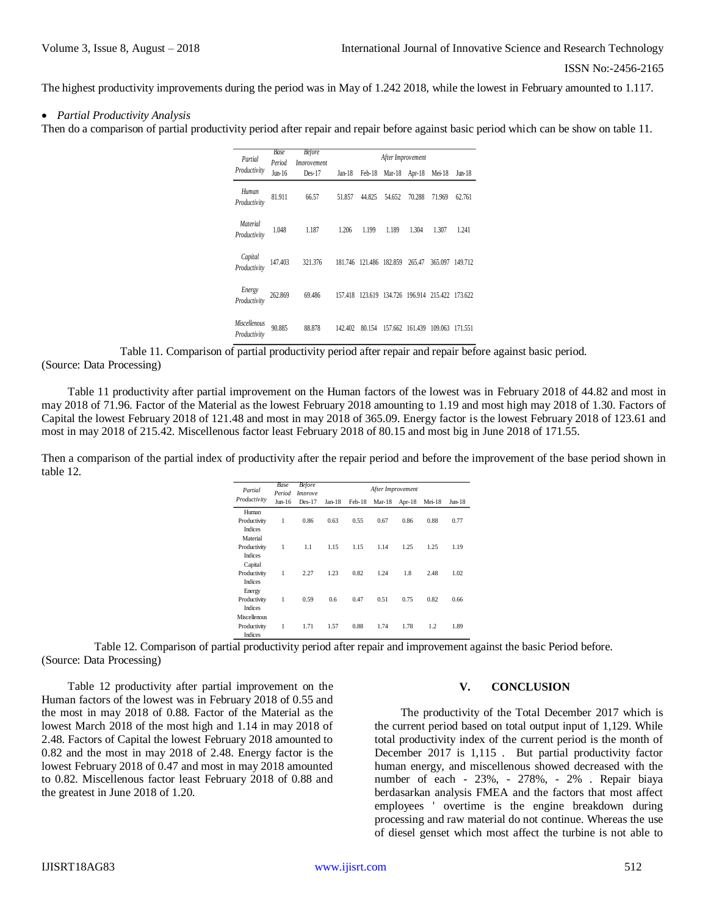The highest productivity improvements during the period was in May of 1.242 2018, while the lowest in February amounted to 1.117.

* *Partial Productivity Analysis*

Then do a comparison of partial productivity period after repair and repair before against basic period which can be show on table 11.

| *Partial Productivity* | *Base Period* | *Before Improvement* | *After Improvement* | | | | | |
|---|---|---|---|---|---|---|---|---|
| | Jun-16 | Des-17 | Jan-18 | Feb-18 | Mar-18 | Apr-18 | Mei-18 | Jun-18 |
| *Human Productivity* | 81.911 | 66.57 | 51.857 | 44.825 | 54.652 | 70.288 | 71.969 | 62.761 |
| *Material Productivity* | 1.048 | 1.187 | 1.206 | 1.199 | 1.189 | 1.304 | 1.307 | 1.241 |
| *Capital Productivity* | 147.403 | 321.376 | 181.746 | 121.486 | 182.859 | 265.47 | 365.097 | 149.712 |
| *Energy Productivity* | 262.869 | 69.486 | 157.418 | 123.619 | 134.726 | 196.914 | 215.422 | 173.622 |
| *Miscellenous Productivity* | 90.885 | 88.878 | 142.402 | 80.154 | 157.662 | 161.439 | 109.063 | 171.551 |

Table 11. Comparison of partial productivity period after repair and repair before against basic period.
(Source: Data Processing)

Table 11 productivity after partial improvement on the Human factors of the lowest was in February 2018 of 44.82 and most in may 2018 of 71.96. Factor of the Material as the lowest February 2018 amounting to 1.19 and most high may 2018 of 1.30. Factors of Capital the lowest February 2018 of 121.48 and most in may 2018 of 365.09. Energy factor is the lowest February 2018 of 123.61 and most in may 2018 of 215.42. Miscellenous factor least February 2018 of 80.15 and most big in June 2018 of 171.55.

Then a comparison of the partial index of productivity after the repair period and before the improvement of the base period shown in table 12.

| *Partial Productivity* | *Base Period* | *Before Improve* | *After Improvement* | | | | | |
|---|---|---|---|---|---|---|---|---|
| | Jun-16 | Des-17 | Jan-18 | Feb-18 | Mar-18 | Apr-18 | Mei-18 | Jun-18 |
| Human Productivity Indices | 1 | 0.86 | 0.63 | 0.55 | 0.67 | 0.86 | 0.88 | 0.77 |
| Material Productivity Indices | 1 | 1.1 | 1.15 | 1.15 | 1.14 | 1.25 | 1.25 | 1.19 |
| Capital Productivity Indices | 1 | 2.27 | 1.23 | 0.82 | 1.24 | 1.8 | 2.48 | 1.02 |
| Energy Productivity Indices | 1 | 0.59 | 0.6 | 0.47 | 0.51 | 0.75 | 0.82 | 0.66 |
| Miscellenous Productivity Indices | 1 | 1.71 | 1.57 | 0.88 | 1.74 | 1.78 | 1.2 | 1.89 |

Table 12. Comparison of partial productivity period after repair and improvement against the basic Period before.
(Source: Data Processing)

Table 12 productivity after partial improvement on the Human factors of the lowest was in February 2018 of 0.55 and the most in may 2018 of 0.88. Factor of the Material as the lowest March 2018 of the most high and 1.14 in may 2018 of 2.48. Factors of Capital the lowest February 2018 amounted to 0.82 and the most in may 2018 of 2.48. Energy factor is the lowest February 2018 of 0.47 and most in may 2018 amounted to 0.82. Miscellenous factor least February 2018 of 0.88 and the greatest in June 2018 of 1.20.

## V. CONCLUSION

The productivity of the Total December 2017 which is the current period based on total output input of 1,129. While total productivity index of the current period is the month of December 2017 is 1,115 . But partial productivity factor human energy, and miscellenous showed decreased with the number of each - 23%, - 278%, - 2% . Repair biaya berdasarkan analysis FMEA and the factors that most affect employees ' overtime is the engine breakdown during processing and raw material do not continue. Whereas the use of diesel genset which most affect the turbine is not able to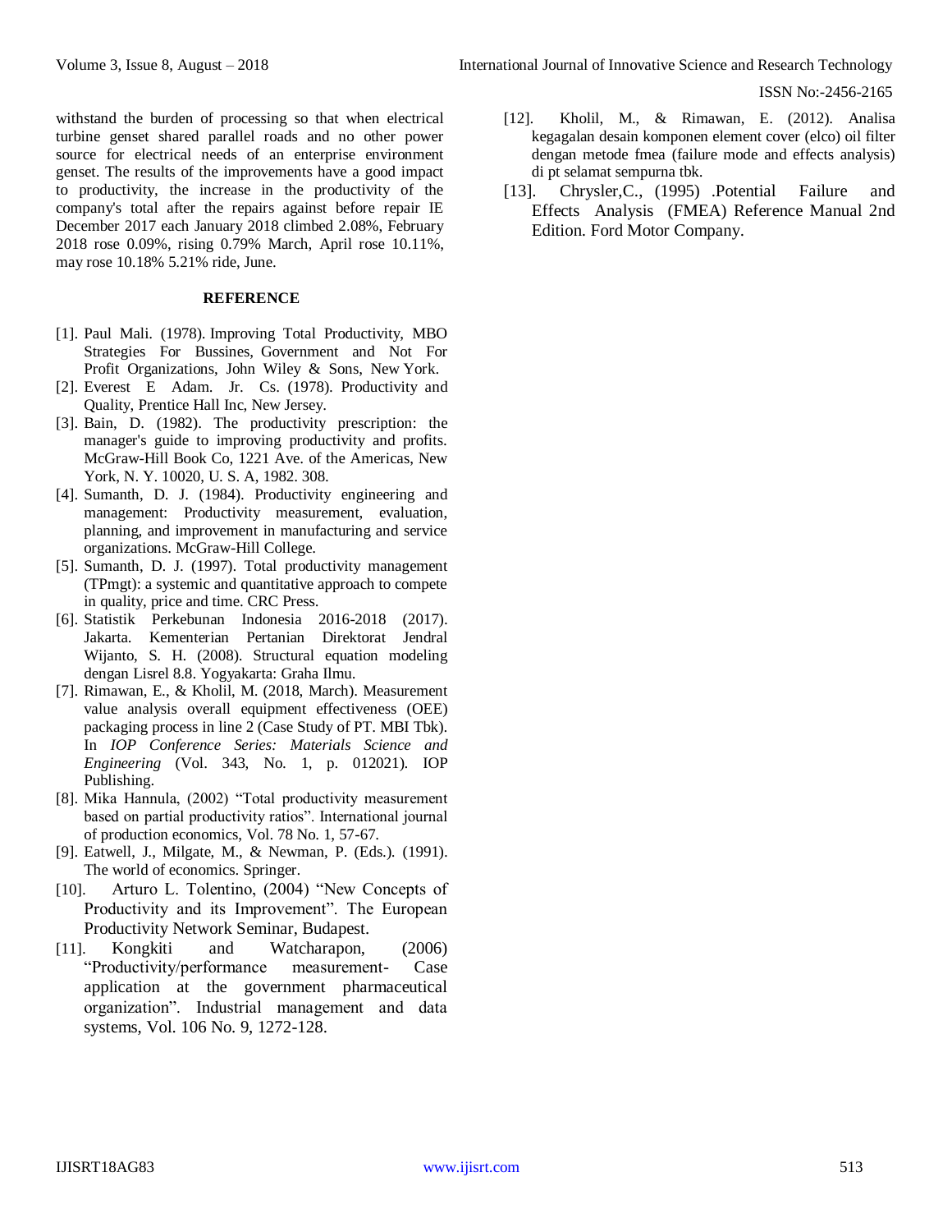withstand the burden of processing so that when electrical turbine genset shared parallel roads and no other power source for electrical needs of an enterprise environment genset. The results of the improvements have a good impact to productivity, the increase in the productivity of the company's total after the repairs against before repair IE December 2017 each January 2018 climbed 2.08%, February 2018 rose 0.09%, rising 0.79% March, April rose 10.11%, may rose 10.18% 5.21% ride, June.

## REFERENCE

[1]. Paul Mali. (1978). Improving Total Productivity, MBO Strategies For Bussines, Government and Not For Profit Organizations, John Wiley & Sons, New York.

[2]. Everest E Adam. Jr. Cs. (1978). Productivity and Quality, Prentice Hall Inc, New Jersey.

[3]. Bain, D. (1982). The productivity prescription: the manager's guide to improving productivity and profits. McGraw-Hill Book Co, 1221 Ave. of the Americas, New York, N. Y. 10020, U. S. A, 1982. 308.

[4]. Sumanth, D. J. (1984). Productivity engineering and management: Productivity measurement, evaluation, planning, and improvement in manufacturing and service organizations. McGraw-Hill College.

[5]. Sumanth, D. J. (1997). Total productivity management (TPmgt): a systemic and quantitative approach to compete in quality, price and time. CRC Press.

[6]. Statistik Perkebunan Indonesia 2016-2018 (2017). Jakarta. Kementerian Pertanian Direktorat Jendral Wijanto, S. H. (2008). Structural equation modeling dengan Lisrel 8.8. Yogyakarta: Graha Ilmu.

[7]. Rimawan, E., & Kholil, M. (2018, March). Measurement value analysis overall equipment effectiveness (OEE) packaging process in line 2 (Case Study of PT. MBI Tbk). In *IOP Conference Series: Materials Science and Engineering* (Vol. 343, No. 1, p. 012021). IOP Publishing.

[8]. Mika Hannula, (2002) "Total productivity measurement based on partial productivity ratios". International journal of production economics, Vol. 78 No. 1, 57-67.

[9]. Eatwell, J., Milgate, M., & Newman, P. (Eds.). (1991). The world of economics. Springer.

[10]. Arturo L. Tolentino, (2004) "New Concepts of Productivity and its Improvement". The European Productivity Network Seminar, Budapest.

[11]. Kongkiti and Watcharapon, (2006) "Productivity/performance measurement- Case application at the government pharmaceutical organization". Industrial management and data systems, Vol. 106 No. 9, 1272-128.

[12]. Kholil, M., & Rimawan, E. (2012). Analisa kegagalan desain komponen element cover (elco) oil filter dengan metode fmea (failure mode and effects analysis) di pt selamat sempurna tbk.

[13]. Chrysler,C., (1995) .Potential Failure and Effects Analysis (FMEA) Reference Manual 2nd Edition. Ford Motor Company.